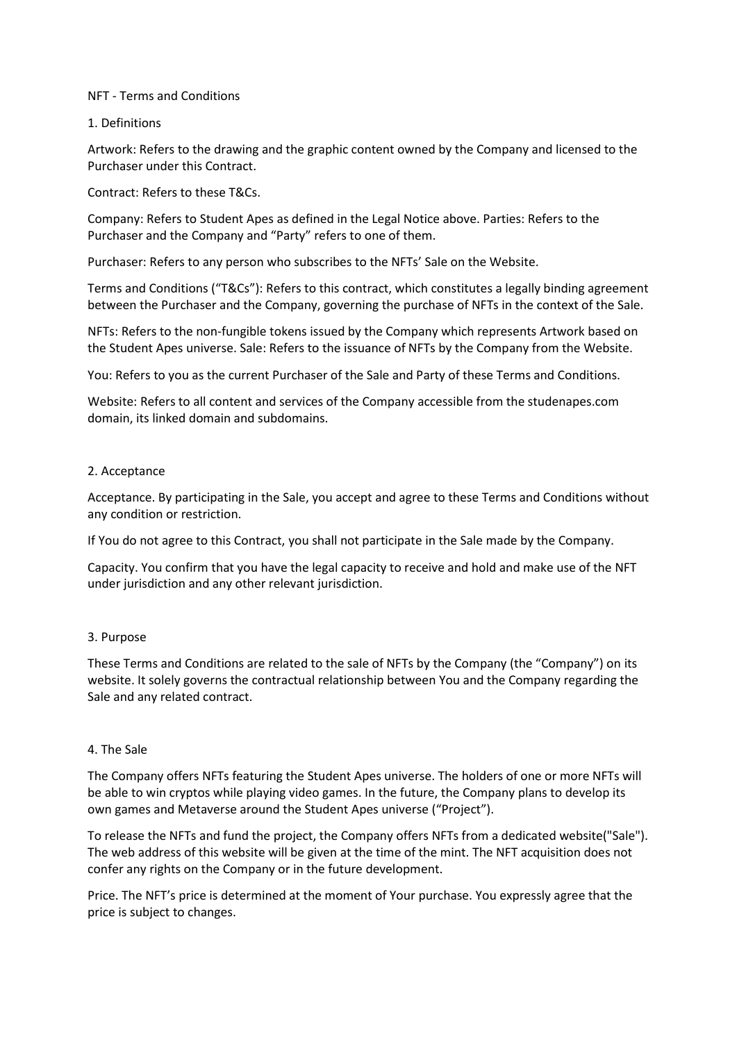# NFT - Terms and Conditions

## 1. Definitions

Artwork: Refers to the drawing and the graphic content owned by the Company and licensed to the Purchaser under this Contract.

Contract: Refers to these T&Cs.

Company: Refers to Student Apes as defined in the Legal Notice above. Parties: Refers to the Purchaser and the Company and "Party" refers to one of them.

Purchaser: Refers to any person who subscribes to the NFTs' Sale on the Website.

Terms and Conditions ("T&Cs"): Refers to this contract, which constitutes a legally binding agreement between the Purchaser and the Company, governing the purchase of NFTs in the context of the Sale.

NFTs: Refers to the non-fungible tokens issued by the Company which represents Artwork based on the Student Apes universe. Sale: Refers to the issuance of NFTs by the Company from the Website.

You: Refers to you as the current Purchaser of the Sale and Party of these Terms and Conditions.

Website: Refers to all content and services of the Company accessible from the studenapes.com domain, its linked domain and subdomains.

## 2. Acceptance

Acceptance. By participating in the Sale, you accept and agree to these Terms and Conditions without any condition or restriction.

If You do not agree to this Contract, you shall not participate in the Sale made by the Company.

Capacity. You confirm that you have the legal capacity to receive and hold and make use of the NFT under jurisdiction and any other relevant jurisdiction.

## 3. Purpose

These Terms and Conditions are related to the sale of NFTs by the Company (the "Company") on its website. It solely governs the contractual relationship between You and the Company regarding the Sale and any related contract.

## 4. The Sale

The Company offers NFTs featuring the Student Apes universe. The holders of one or more NFTs will be able to win cryptos while playing video games. In the future, the Company plans to develop its own games and Metaverse around the Student Apes universe ("Project").

To release the NFTs and fund the project, the Company offers NFTs from a dedicated website("Sale"). The web address of this website will be given at the time of the mint. The NFT acquisition does not confer any rights on the Company or in the future development.

Price. The NFT's price is determined at the moment of Your purchase. You expressly agree that the price is subject to changes.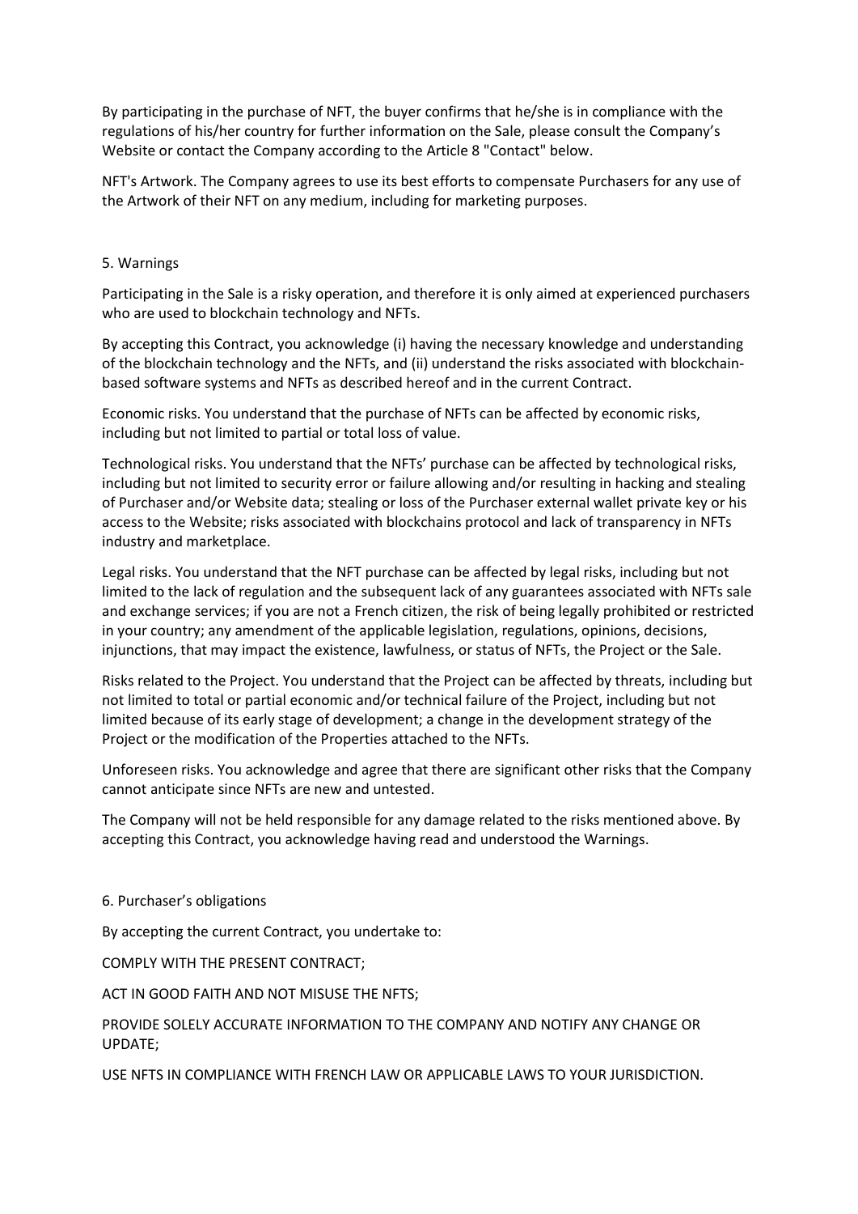By participating in the purchase of NFT, the buyer confirms that he/she is in compliance with the regulations of his/her country for further information on the Sale, please consult the Company's Website or contact the Company according to the Article 8 "Contact" below.

NFT's Artwork. The Company agrees to use its best efforts to compensate Purchasers for any use of the Artwork of their NFT on any medium, including for marketing purposes.

## 5. Warnings

Participating in the Sale is a risky operation, and therefore it is only aimed at experienced purchasers who are used to blockchain technology and NFTs.

By accepting this Contract, you acknowledge (i) having the necessary knowledge and understanding of the blockchain technology and the NFTs, and (ii) understand the risks associated with blockchain-based software systems and NFTs as described hereof and in the current Contract.

Economic risks. You understand that the purchase of NFTs can be affected by economic risks, including but not limited to partial or total loss of value.

Technological risks. You understand that the NFTs' purchase can be affected by technological risks, including but not limited to security error or failure allowing and/or resulting in hacking and stealing of Purchaser and/or Website data; stealing or loss of the Purchaser external wallet private key or his access to the Website; risks associated with blockchains protocol and lack of transparency in NFTs industry and marketplace.

Legal risks. You understand that the NFT purchase can be affected by legal risks, including but not limited to the lack of regulation and the subsequent lack of any guarantees associated with NFTs sale and exchange services; if you are not a French citizen, the risk of being legally prohibited or restricted in your country; any amendment of the applicable legislation, regulations, opinions, decisions, injunctions, that may impact the existence, lawfulness, or status of NFTs, the Project or the Sale.

Risks related to the Project. You understand that the Project can be affected by threats, including but not limited to total or partial economic and/or technical failure of the Project, including but not limited because of its early stage of development; a change in the development strategy of the Project or the modification of the Properties attached to the NFTs.

Unforeseen risks. You acknowledge and agree that there are significant other risks that the Company cannot anticipate since NFTs are new and untested.

The Company will not be held responsible for any damage related to the risks mentioned above. By accepting this Contract, you acknowledge having read and understood the Warnings.

## 6. Purchaser's obligations

By accepting the current Contract, you undertake to:

COMPLY WITH THE PRESENT CONTRACT;

ACT IN GOOD FAITH AND NOT MISUSE THE NFTS;

PROVIDE SOLELY ACCURATE INFORMATION TO THE COMPANY AND NOTIFY ANY CHANGE OR UPDATE;

USE NFTS IN COMPLIANCE WITH FRENCH LAW OR APPLICABLE LAWS TO YOUR JURISDICTION.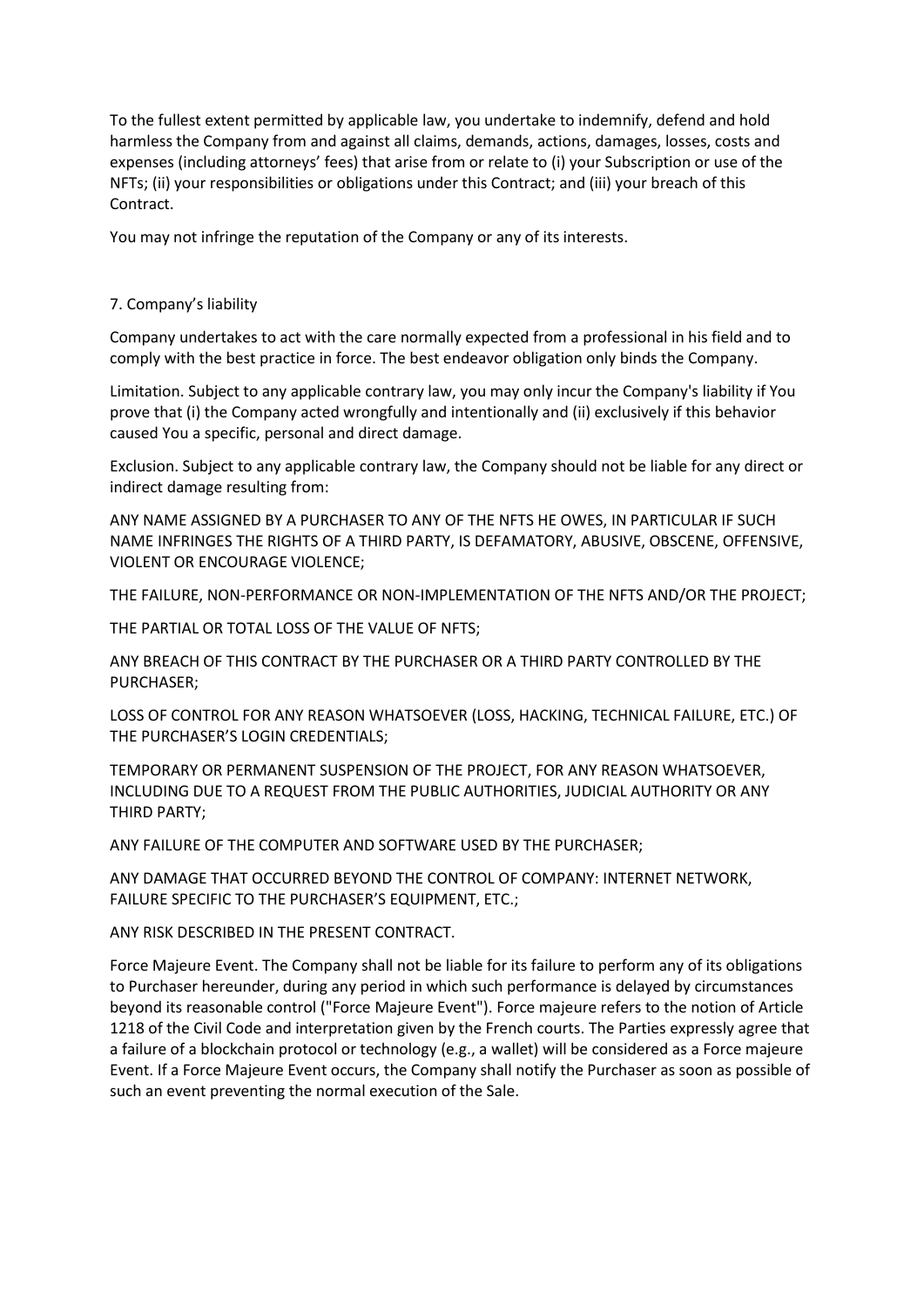To the fullest extent permitted by applicable law, you undertake to indemnify, defend and hold harmless the Company from and against all claims, demands, actions, damages, losses, costs and expenses (including attorneys' fees) that arise from or relate to (i) your Subscription or use of the NFTs; (ii) your responsibilities or obligations under this Contract; and (iii) your breach of this Contract.

You may not infringe the reputation of the Company or any of its interests.

## 7. Company's liability

Company undertakes to act with the care normally expected from a professional in his field and to comply with the best practice in force. The best endeavor obligation only binds the Company.

Limitation. Subject to any applicable contrary law, you may only incur the Company's liability if You prove that (i) the Company acted wrongfully and intentionally and (ii) exclusively if this behavior caused You a specific, personal and direct damage.

Exclusion. Subject to any applicable contrary law, the Company should not be liable for any direct or indirect damage resulting from:

ANY NAME ASSIGNED BY A PURCHASER TO ANY OF THE NFTS HE OWES, IN PARTICULAR IF SUCH NAME INFRINGES THE RIGHTS OF A THIRD PARTY, IS DEFAMATORY, ABUSIVE, OBSCENE, OFFENSIVE, VIOLENT OR ENCOURAGE VIOLENCE;

THE FAILURE, NON-PERFORMANCE OR NON-IMPLEMENTATION OF THE NFTS AND/OR THE PROJECT;

THE PARTIAL OR TOTAL LOSS OF THE VALUE OF NFTS;

ANY BREACH OF THIS CONTRACT BY THE PURCHASER OR A THIRD PARTY CONTROLLED BY THE PURCHASER;

LOSS OF CONTROL FOR ANY REASON WHATSOEVER (LOSS, HACKING, TECHNICAL FAILURE, ETC.) OF THE PURCHASER'S LOGIN CREDENTIALS;

TEMPORARY OR PERMANENT SUSPENSION OF THE PROJECT, FOR ANY REASON WHATSOEVER, INCLUDING DUE TO A REQUEST FROM THE PUBLIC AUTHORITIES, JUDICIAL AUTHORITY OR ANY THIRD PARTY;

ANY FAILURE OF THE COMPUTER AND SOFTWARE USED BY THE PURCHASER;

ANY DAMAGE THAT OCCURRED BEYOND THE CONTROL OF COMPANY: INTERNET NETWORK, FAILURE SPECIFIC TO THE PURCHASER'S EQUIPMENT, ETC.;

ANY RISK DESCRIBED IN THE PRESENT CONTRACT.

Force Majeure Event. The Company shall not be liable for its failure to perform any of its obligations to Purchaser hereunder, during any period in which such performance is delayed by circumstances beyond its reasonable control ("Force Majeure Event"). Force majeure refers to the notion of Article 1218 of the Civil Code and interpretation given by the French courts. The Parties expressly agree that a failure of a blockchain protocol or technology (e.g., a wallet) will be considered as a Force majeure Event. If a Force Majeure Event occurs, the Company shall notify the Purchaser as soon as possible of such an event preventing the normal execution of the Sale.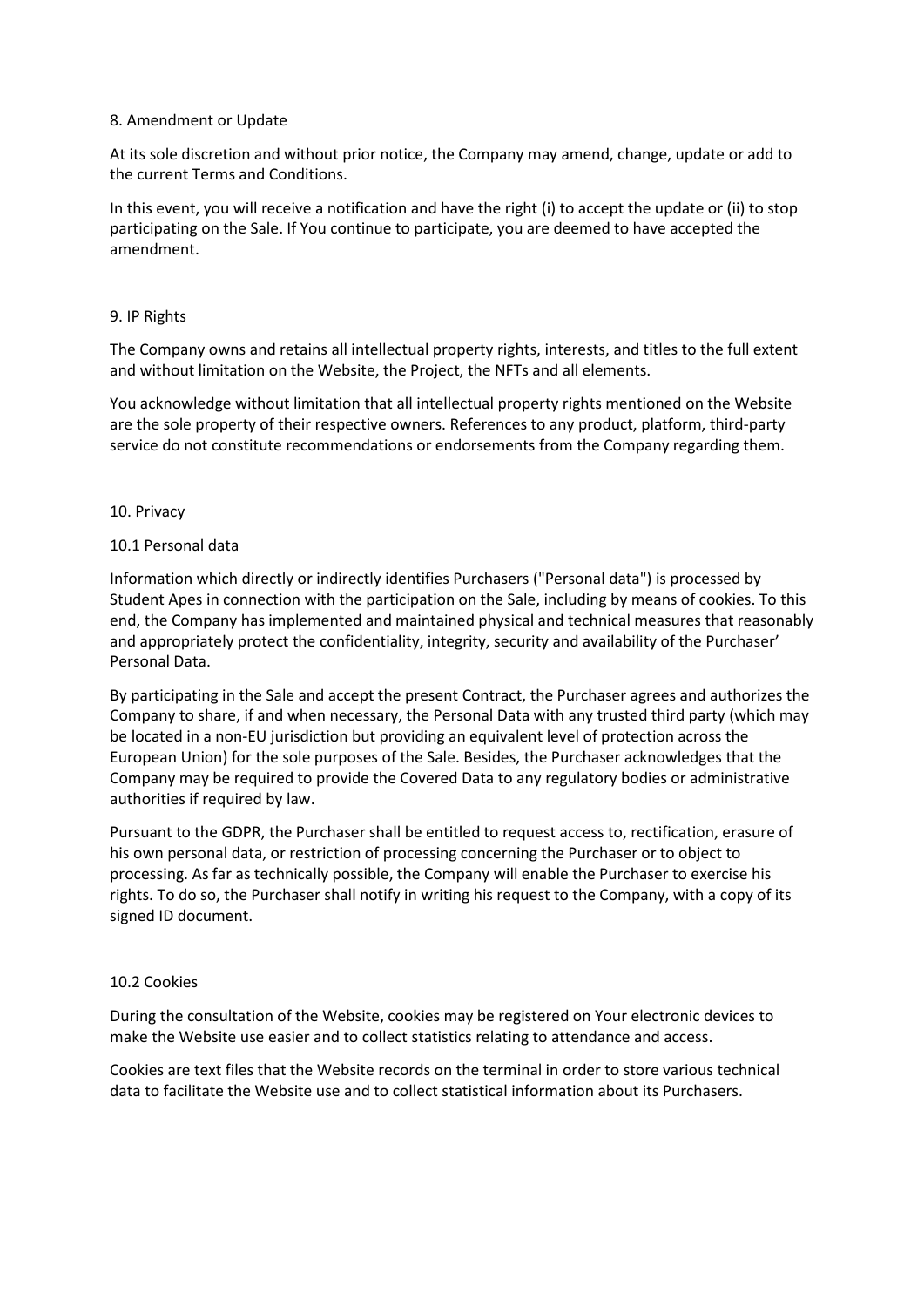## 8. Amendment or Update

At its sole discretion and without prior notice, the Company may amend, change, update or add to the current Terms and Conditions.

In this event, you will receive a notification and have the right (i) to accept the update or (ii) to stop participating on the Sale. If You continue to participate, you are deemed to have accepted the amendment.

## 9. IP Rights

The Company owns and retains all intellectual property rights, interests, and titles to the full extent and without limitation on the Website, the Project, the NFTs and all elements.

You acknowledge without limitation that all intellectual property rights mentioned on the Website are the sole property of their respective owners. References to any product, platform, third-party service do not constitute recommendations or endorsements from the Company regarding them.

## 10. Privacy

### 10.1 Personal data

Information which directly or indirectly identifies Purchasers ("Personal data") is processed by Student Apes in connection with the participation on the Sale, including by means of cookies. To this end, the Company has implemented and maintained physical and technical measures that reasonably and appropriately protect the confidentiality, integrity, security and availability of the Purchaser' Personal Data.

By participating in the Sale and accept the present Contract, the Purchaser agrees and authorizes the Company to share, if and when necessary, the Personal Data with any trusted third party (which may be located in a non-EU jurisdiction but providing an equivalent level of protection across the European Union) for the sole purposes of the Sale. Besides, the Purchaser acknowledges that the Company may be required to provide the Covered Data to any regulatory bodies or administrative authorities if required by law.

Pursuant to the GDPR, the Purchaser shall be entitled to request access to, rectification, erasure of his own personal data, or restriction of processing concerning the Purchaser or to object to processing. As far as technically possible, the Company will enable the Purchaser to exercise his rights. To do so, the Purchaser shall notify in writing his request to the Company, with a copy of its signed ID document.

### 10.2 Cookies

During the consultation of the Website, cookies may be registered on Your electronic devices to make the Website use easier and to collect statistics relating to attendance and access.

Cookies are text files that the Website records on the terminal in order to store various technical data to facilitate the Website use and to collect statistical information about its Purchasers.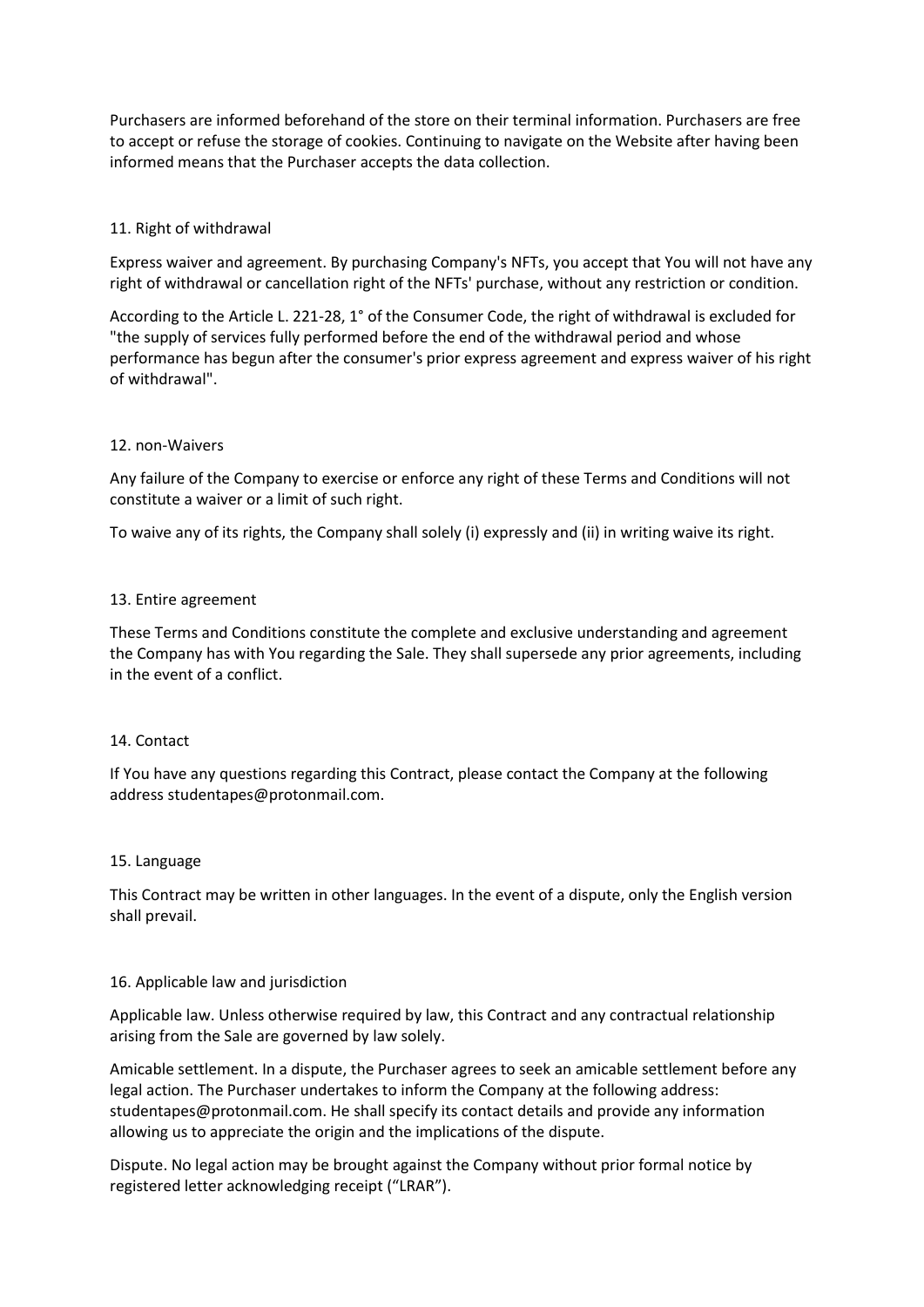Purchasers are informed beforehand of the store on their terminal information. Purchasers are free to accept or refuse the storage of cookies. Continuing to navigate on the Website after having been informed means that the Purchaser accepts the data collection.

## 11. Right of withdrawal

Express waiver and agreement. By purchasing Company's NFTs, you accept that You will not have any right of withdrawal or cancellation right of the NFTs' purchase, without any restriction or condition.

According to the Article L. 221-28, 1° of the Consumer Code, the right of withdrawal is excluded for "the supply of services fully performed before the end of the withdrawal period and whose performance has begun after the consumer's prior express agreement and express waiver of his right of withdrawal".

## 12. non-Waivers

Any failure of the Company to exercise or enforce any right of these Terms and Conditions will not constitute a waiver or a limit of such right.

To waive any of its rights, the Company shall solely (i) expressly and (ii) in writing waive its right.

## 13. Entire agreement

These Terms and Conditions constitute the complete and exclusive understanding and agreement the Company has with You regarding the Sale. They shall supersede any prior agreements, including in the event of a conflict.

## 14. Contact

If You have any questions regarding this Contract, please contact the Company at the following address studentapes@protonmail.com.

## 15. Language

This Contract may be written in other languages. In the event of a dispute, only the English version shall prevail.

## 16. Applicable law and jurisdiction

Applicable law. Unless otherwise required by law, this Contract and any contractual relationship arising from the Sale are governed by law solely.

Amicable settlement. In a dispute, the Purchaser agrees to seek an amicable settlement before any legal action. The Purchaser undertakes to inform the Company at the following address: studentapes@protonmail.com. He shall specify its contact details and provide any information allowing us to appreciate the origin and the implications of the dispute.

Dispute. No legal action may be brought against the Company without prior formal notice by registered letter acknowledging receipt ("LRAR").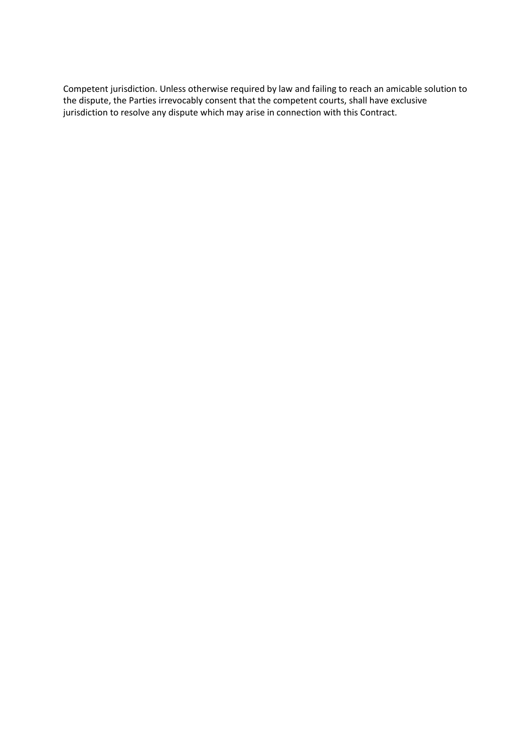Competent jurisdiction. Unless otherwise required by law and failing to reach an amicable solution to the dispute, the Parties irrevocably consent that the competent courts, shall have exclusive jurisdiction to resolve any dispute which may arise in connection with this Contract.